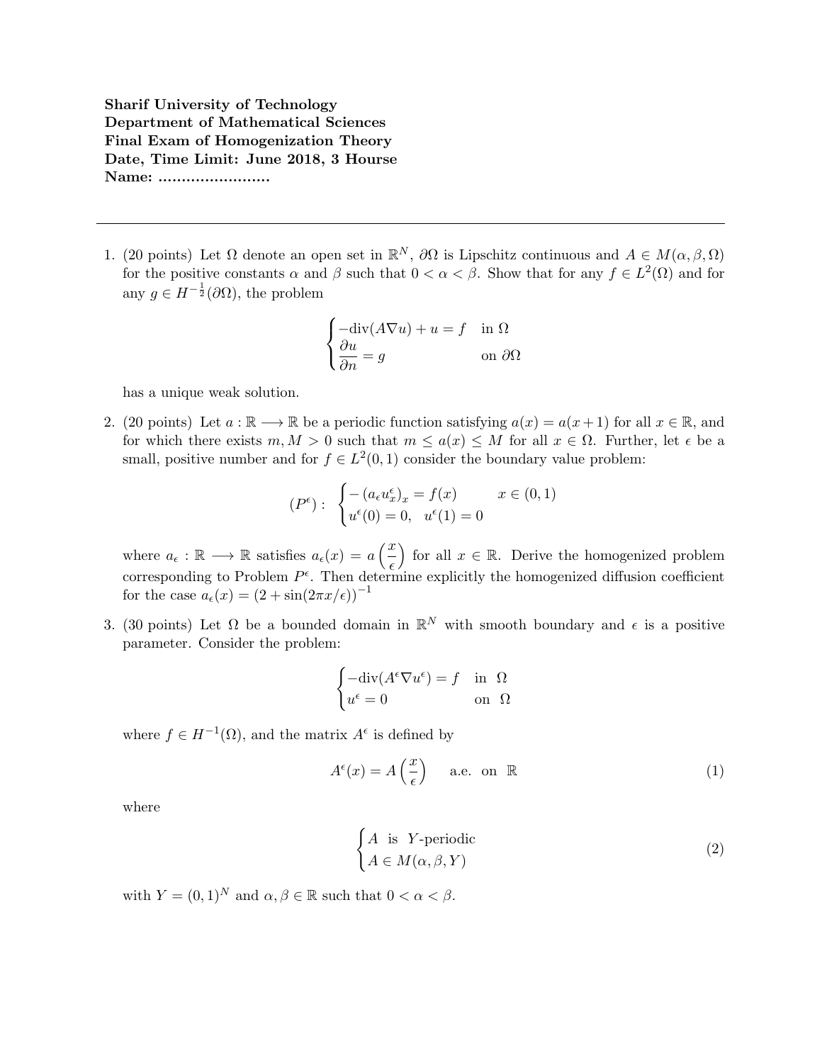**Sharif University of Technology**
**Department of Mathematical Sciences**
**Final Exam of Homogenization Theory**
**Date, Time Limit: June 2018, 3 Hourse**
**Name: ........................**

---

1. (20 points) Let $\Omega$ denote an open set in $\mathbb{R}^N$, $\partial\Omega$ is Lipschitz continuous and $A \in M(\alpha, \beta, \Omega)$ for the positive constants $\alpha$ and $\beta$ such that $0 < \alpha < \beta$. Show that for any $f \in L^2(\Omega)$ and for any $g \in H^{-\frac{1}{2}}(\partial\Omega)$, the problem

$$\begin{cases} -\text{div}(A\nabla u) + u = f & \text{in } \Omega \\ \dfrac{\partial u}{\partial n} = g & \text{on } \partial\Omega \end{cases}$$

has a unique weak solution.

2. (20 points) Let $a : \mathbb{R} \longrightarrow \mathbb{R}$ be a periodic function satisfying $a(x) = a(x+1)$ for all $x \in \mathbb{R}$, and for which there exists $m, M > 0$ such that $m \leq a(x) \leq M$ for all $x \in \Omega$. Further, let $\epsilon$ be a small, positive number and for $f \in L^2(0,1)$ consider the boundary value problem:

$$(P^\epsilon): \begin{cases} -\left(a_\epsilon u_x^\epsilon\right)_x = f(x) & x \in (0,1) \\ u^\epsilon(0) = 0, \quad u^\epsilon(1) = 0 \end{cases}$$

where $a_\epsilon : \mathbb{R} \longrightarrow \mathbb{R}$ satisfies $a_\epsilon(x) = a\left(\dfrac{x}{\epsilon}\right)$ for all $x \in \mathbb{R}$. Derive the homogenized problem corresponding to Problem $P^\epsilon$. Then determine explicitly the homogenized diffusion coefficient for the case $a_\epsilon(x) = \left(2 + \sin(2\pi x/\epsilon)\right)^{-1}$

3. (30 points) Let $\Omega$ be a bounded domain in $\mathbb{R}^N$ with smooth boundary and $\epsilon$ is a positive parameter. Consider the problem:

$$\begin{cases} -\text{div}(A^\epsilon \nabla u^\epsilon) = f & \text{in } \Omega \\ u^\epsilon = 0 & \text{on } \Omega \end{cases}$$

where $f \in H^{-1}(\Omega)$, and the matrix $A^\epsilon$ is defined by

$$A^\epsilon(x) = A\left(\frac{x}{\epsilon}\right) \quad \text{a.e. on } \mathbb{R} \tag{1}$$

where

$$\begin{cases} A \text{ is } Y\text{-periodic} \\ A \in M(\alpha, \beta, Y) \end{cases} \tag{2}$$

with $Y = (0,1)^N$ and $\alpha, \beta \in \mathbb{R}$ such that $0 < \alpha < \beta$.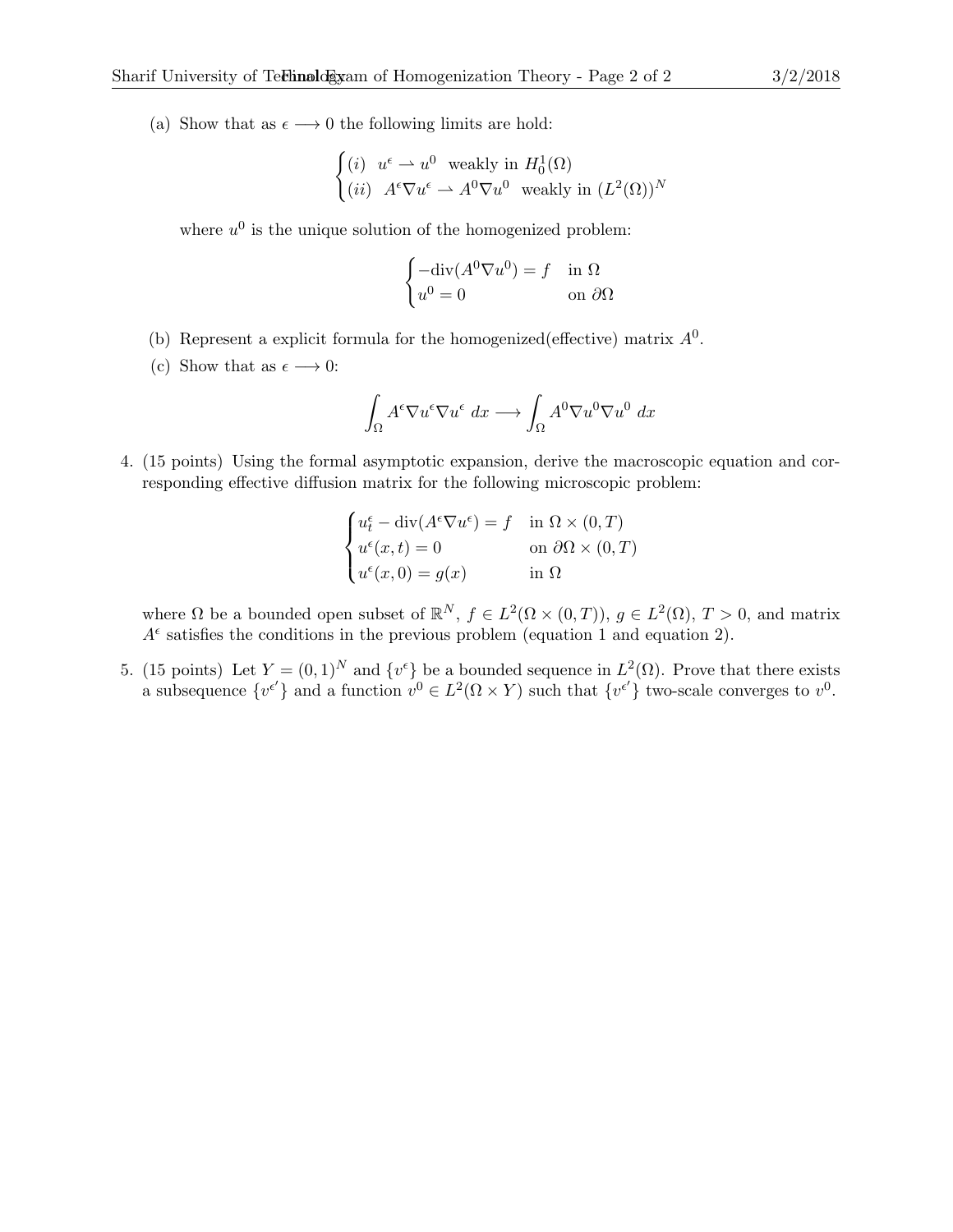(a) Show that as $\epsilon \longrightarrow 0$ the following limits are hold:

$$\begin{cases} (i) \;\; u^\epsilon \rightharpoonup u^0 \;\; \text{weakly in } H_0^1(\Omega) \\ (ii) \;\; A^\epsilon \nabla u^\epsilon \rightharpoonup A^0 \nabla u^0 \;\; \text{weakly in } (L^2(\Omega))^N \end{cases}$$

where $u^0$ is the unique solution of the homogenized problem:

$$\begin{cases} -\text{div}(A^0 \nabla u^0) = f & \text{in } \Omega \\ u^0 = 0 & \text{on } \partial\Omega \end{cases}$$

(b) Represent a explicit formula for the homogenized(effective) matrix $A^0$.

(c) Show that as $\epsilon \longrightarrow 0$:

$$\int_\Omega A^\epsilon \nabla u^\epsilon \nabla u^\epsilon \; dx \longrightarrow \int_\Omega A^0 \nabla u^0 \nabla u^0 \; dx$$

4. (15 points) Using the formal asymptotic expansion, derive the macroscopic equation and corresponding effective diffusion matrix for the following microscopic problem:

$$\begin{cases} u_t^\epsilon - \text{div}(A^\epsilon \nabla u^\epsilon) = f & \text{in } \Omega \times (0, T) \\ u^\epsilon(x, t) = 0 & \text{on } \partial\Omega \times (0, T) \\ u^\epsilon(x, 0) = g(x) & \text{in } \Omega \end{cases}$$

where $\Omega$ be a bounded open subset of $\mathbb{R}^N$, $f \in L^2(\Omega \times (0, T))$, $g \in L^2(\Omega)$, $T > 0$, and matrix $A^\epsilon$ satisfies the conditions in the previous problem (equation 1 and equation 2).

5. (15 points) Let $Y = (0, 1)^N$ and $\{v^\epsilon\}$ be a bounded sequence in $L^2(\Omega)$. Prove that there exists a subsequence $\{v^{\epsilon'}\}$ and a function $v^0 \in L^2(\Omega \times Y)$ such that $\{v^{\epsilon'}\}$ two-scale converges to $v^0$.